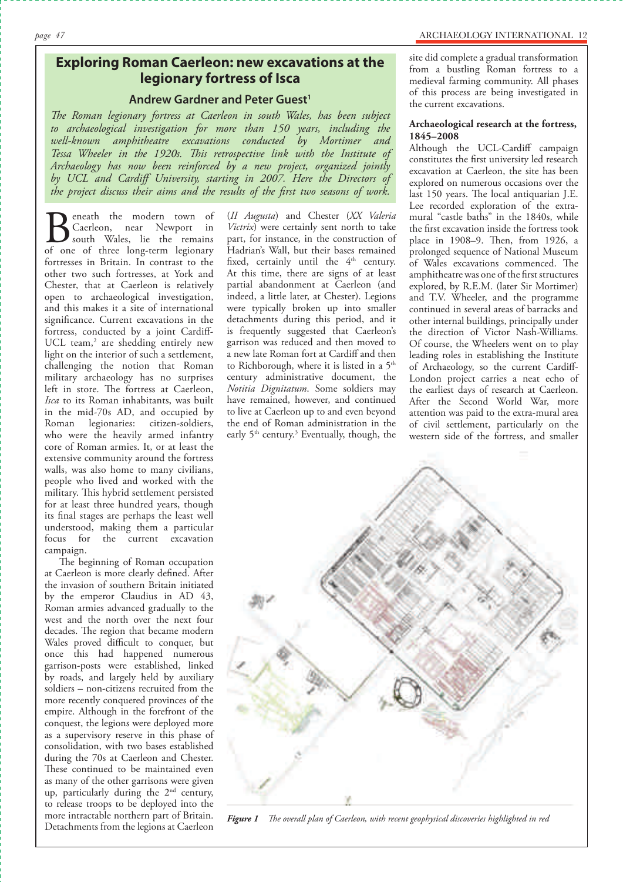# Exploring Roman Caerleon: new excavations at the legionary fortress of Isca

**Andrew Gardner and Peter Guest[1]**

*The Roman legionary fortress at Caerleon in south Wales, has been subject to archaeological investigation for more than 150 years, including the well-known amphitheatre excavations conducted by Mortimer and Tessa Wheeler in the 1920s. This retrospective link with the Institute of Archaeology has now been reinforced by a new project, organized jointly by UCL and Cardiff University, starting in 2007. Here the Directors of the project discuss their aims and the results of the first two seasons of work.*

Beneath the modern town of Caerleon, near Newport in south Wales, lie the remains of one of three long-term legionary fortresses in Britain. In contrast to the other two such fortresses, at York and Chester, that at Caerleon is relatively open to archaeological investigation, and this makes it a site of international significance. Current excavations in the fortress, conducted by a joint Cardiff-UCL team,[2] are shedding entirely new light on the interior of such a settlement, challenging the notion that Roman military archaeology has no surprises left in store. The fortress at Caerleon, *Isca* to its Roman inhabitants, was built in the mid-70s AD, and occupied by Roman legionaries: citizen-soldiers, who were the heavily armed infantry core of Roman armies. It, or at least the extensive community around the fortress walls, was also home to many civilians, people who lived and worked with the military. This hybrid settlement persisted for at least three hundred years, though its final stages are perhaps the least well understood, making them a particular focus for the current excavation campaign.

The beginning of Roman occupation at Caerleon is more clearly defined. After the invasion of southern Britain initiated by the emperor Claudius in AD 43, Roman armies advanced gradually to the west and the north over the next four decades. The region that became modern Wales proved difficult to conquer, but once this had happened numerous garrison-posts were established, linked by roads, and largely held by auxiliary soldiers – non-citizens recruited from the more recently conquered provinces of the empire. Although in the forefront of the conquest, the legions were deployed more as a supervisory reserve in this phase of consolidation, with two bases established during the 70s at Caerleon and Chester. These continued to be maintained even as many of the other garrisons were given up, particularly during the 2nd century, to release troops to be deployed into the more intractable northern part of Britain. Detachments from the legions at Caerleon (*II Augusta*) and Chester (*XX Valeria Victrix*) were certainly sent north to take part, for instance, in the construction of Hadrian's Wall, but their bases remained fixed, certainly until the 4th century. At this time, there are signs of at least partial abandonment at Caerleon (and indeed, a little later, at Chester). Legions were typically broken up into smaller detachments during this period, and it is frequently suggested that Caerleon's garrison was reduced and then moved to a new late Roman fort at Cardiff and then to Richborough, where it is listed in a 5th century administrative document, the *Notitia Dignitatum*. Some soldiers may have remained, however, and continued to live at Caerleon up to and even beyond the end of Roman administration in the early 5th century.[3] Eventually, though, the site did complete a gradual transformation from a bustling Roman fortress to a medieval farming community. All phases of this process are being investigated in the current excavations.

### Archaeological research at the fortress, 1845–2008

Although the UCL-Cardiff campaign constitutes the first university led research excavation at Caerleon, the site has been explored on numerous occasions over the last 150 years. The local antiquarian J.E. Lee recorded exploration of the extra-mural "castle baths" in the 1840s, while the first excavation inside the fortress took place in 1908–9. Then, from 1926, a prolonged sequence of National Museum of Wales excavations commenced. The amphitheatre was one of the first structures explored, by R.E.M. (later Sir Mortimer) and T.V. Wheeler, and the programme continued in several areas of barracks and other internal buildings, principally under the direction of Victor Nash-Williams. Of course, the Wheelers went on to play leading roles in establishing the Institute of Archaeology, so the current Cardiff-London project carries a neat echo of the earliest days of research at Caerleon. After the Second World War, more attention was paid to the extra-mural area of civil settlement, particularly on the western side of the fortress, and smaller

***Figure 1*** *The overall plan of Caerleon, with recent geophysical discoveries highlighted in red*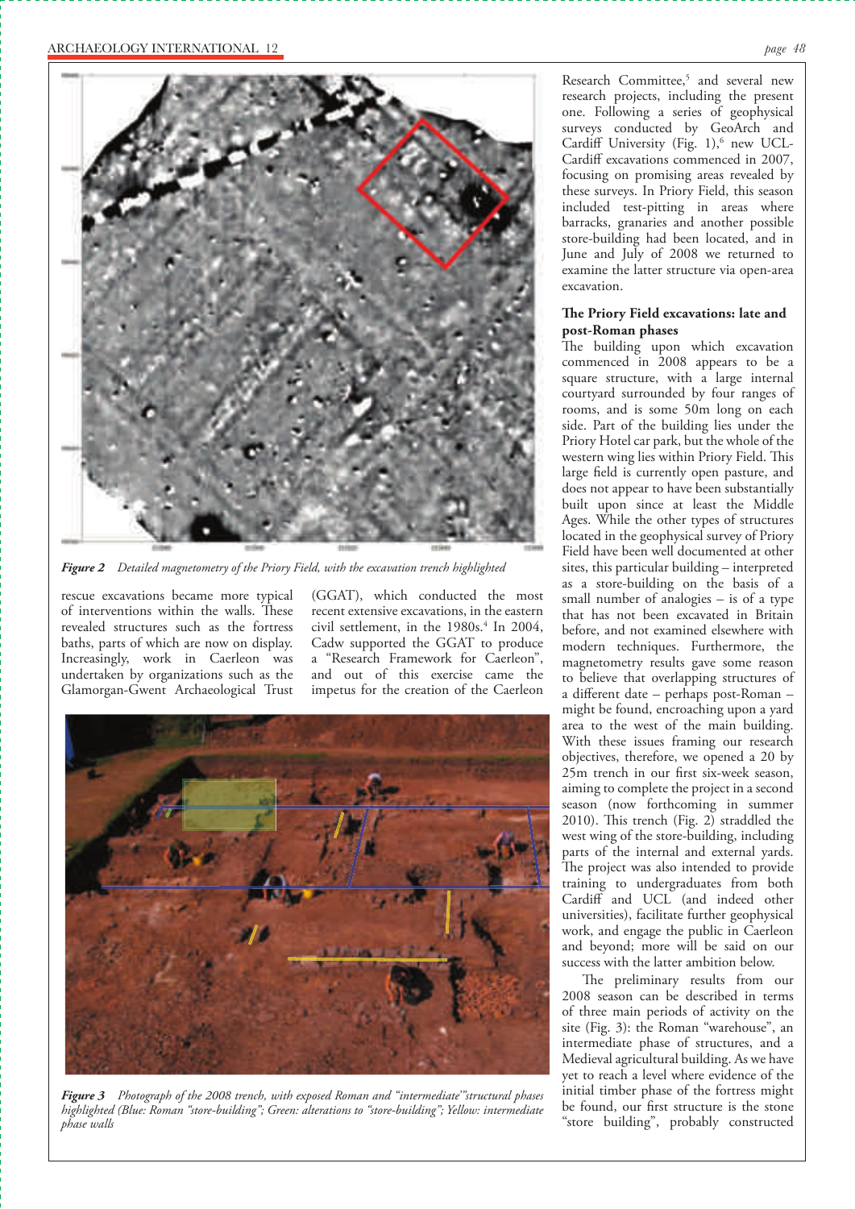*Figure 2 Detailed magnetometry of the Priory Field, with the excavation trench highlighted*

rescue excavations became more typical of interventions within the walls. These revealed structures such as the fortress baths, parts of which are now on display. Increasingly, work in Caerleon was undertaken by organizations such as the Glamorgan-Gwent Archaeological Trust (GGAT), which conducted the most recent extensive excavations, in the eastern civil settlement, in the 1980s.[4] In 2004, Cadw supported the GGAT to produce a "Research Framework for Caerleon", and out of this exercise came the impetus for the creation of the Caerleon Research Committee,[5] and several new research projects, including the present one. Following a series of geophysical surveys conducted by GeoArch and Cardiff University (Fig. 1),[6] new UCL-Cardiff excavations commenced in 2007, focusing on promising areas revealed by these surveys. In Priory Field, this season included test-pitting in areas where barracks, granaries and another possible store-building had been located, and in June and July of 2008 we returned to examine the latter structure via open-area excavation.

*Figure 3 Photograph of the 2008 trench, with exposed Roman and "intermediate" structural phases highlighted (Blue: Roman "store-building"; Green: alterations to "store-building"; Yellow: intermediate phase walls*

### The Priory Field excavations: late and post-Roman phases

The building upon which excavation commenced in 2008 appears to be a square structure, with a large internal courtyard surrounded by four ranges of rooms, and is some 50m long on each side. Part of the building lies under the Priory Hotel car park, but the whole of the western wing lies within Priory Field. This large field is currently open pasture, and does not appear to have been substantially built upon since at least the Middle Ages. While the other types of structures located in the geophysical survey of Priory Field have been well documented at other sites, this particular building – interpreted as a store-building on the basis of a small number of analogies – is of a type that has not been excavated in Britain before, and not examined elsewhere with modern techniques. Furthermore, the magnetometry results gave some reason to believe that overlapping structures of a different date – perhaps post-Roman – might be found, encroaching upon a yard area to the west of the main building. With these issues framing our research objectives, therefore, we opened a 20 by 25m trench in our first six-week season, aiming to complete the project in a second season (now forthcoming in summer 2010). This trench (Fig. 2) straddled the west wing of the store-building, including parts of the internal and external yards. The project was also intended to provide training to undergraduates from both Cardiff and UCL (and indeed other universities), facilitate further geophysical work, and engage the public in Caerleon and beyond; more will be said on our success with the latter ambition below.

The preliminary results from our 2008 season can be described in terms of three main periods of activity on the site (Fig. 3): the Roman "warehouse", an intermediate phase of structures, and a Medieval agricultural building. As we have yet to reach a level where evidence of the initial timber phase of the fortress might be found, our first structure is the stone "store building", probably constructed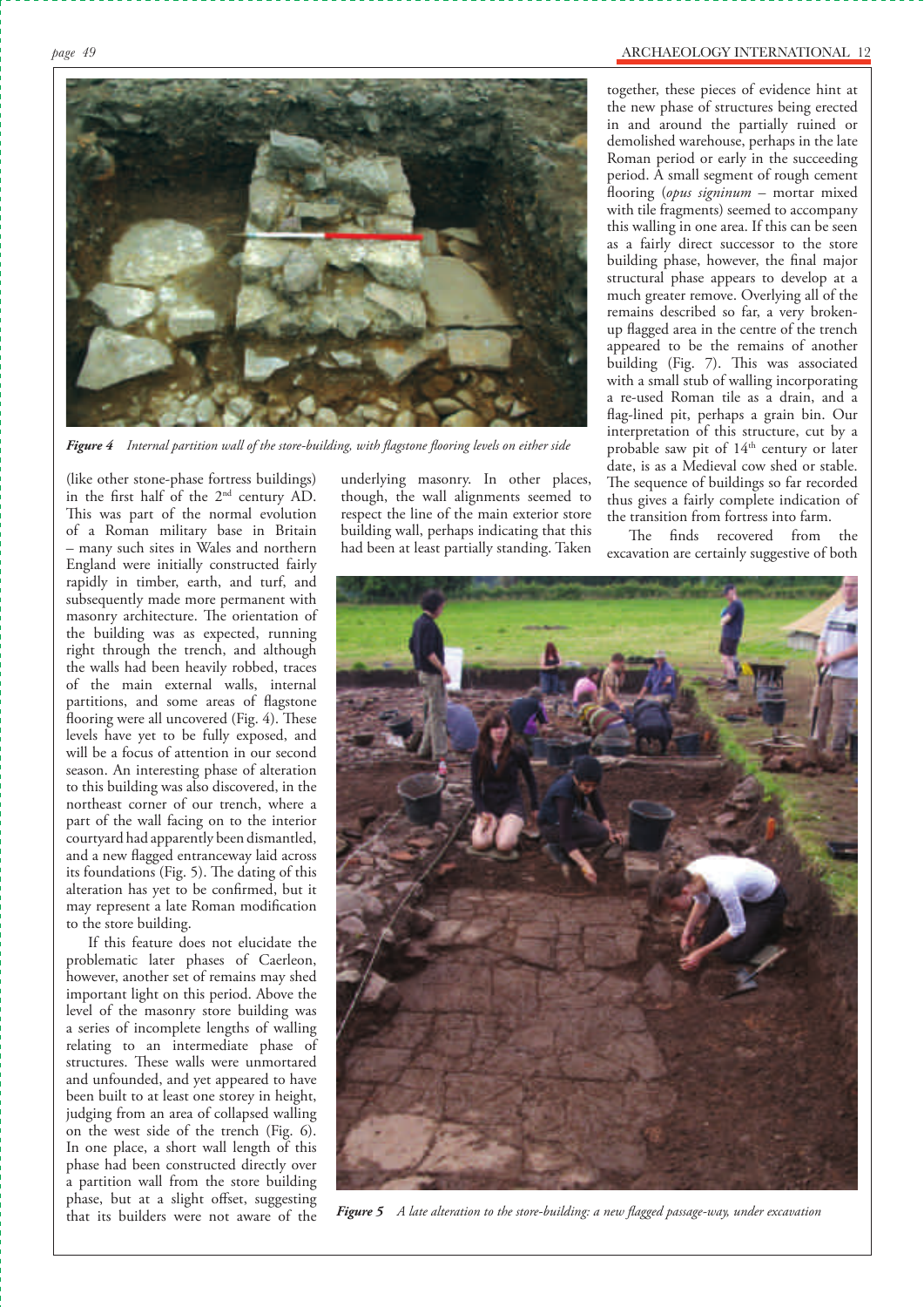*Figure 4 Internal partition wall of the store-building, with flagstone flooring levels on either side*

(like other stone-phase fortress buildings) in the first half of the 2nd century AD. This was part of the normal evolution of a Roman military base in Britain – many such sites in Wales and northern England were initially constructed fairly rapidly in timber, earth, and turf, and subsequently made more permanent with masonry architecture. The orientation of the building was as expected, running right through the trench, and although the walls had been heavily robbed, traces of the main external walls, internal partitions, and some areas of flagstone flooring were all uncovered (Fig. 4). These levels have yet to be fully exposed, and will be a focus of attention in our second season. An interesting phase of alteration to this building was also discovered, in the northeast corner of our trench, where a part of the wall facing on to the interior courtyard had apparently been dismantled, and a new flagged entranceway laid across its foundations (Fig. 5). The dating of this alteration has yet to be confirmed, but it may represent a late Roman modification to the store building.

If this feature does not elucidate the problematic later phases of Caerleon, however, another set of remains may shed important light on this period. Above the level of the masonry store building was a series of incomplete lengths of walling relating to an intermediate phase of structures. These walls were unmortared and unfounded, and yet appeared to have been built to at least one storey in height, judging from an area of collapsed walling on the west side of the trench (Fig. 6). In one place, a short wall length of this phase had been constructed directly over a partition wall from the store building phase, but at a slight offset, suggesting that its builders were not aware of the underlying masonry. In other places, though, the wall alignments seemed to respect the line of the main exterior store building wall, perhaps indicating that this had been at least partially standing. Taken together, these pieces of evidence hint at the new phase of structures being erected in and around the partially ruined or demolished warehouse, perhaps in the late Roman period or early in the succeeding period. A small segment of rough cement flooring (*opus signinum* – mortar mixed with tile fragments) seemed to accompany this walling in one area. If this can be seen as a fairly direct successor to the store building phase, however, the final major structural phase appears to develop at a much greater remove. Overlying all of the remains described so far, a very broken-up flagged area in the centre of the trench appeared to be the remains of another building (Fig. 7). This was associated with a small stub of walling incorporating a re-used Roman tile as a drain, and a flag-lined pit, perhaps a grain bin. Our interpretation of this structure, cut by a probable saw pit of 14th century or later date, is as a Medieval cow shed or stable. The sequence of buildings so far recorded thus gives a fairly complete indication of the transition from fortress into farm.

The finds recovered from the excavation are certainly suggestive of both

*Figure 5 A late alteration to the store-building: a new flagged passage-way, under excavation*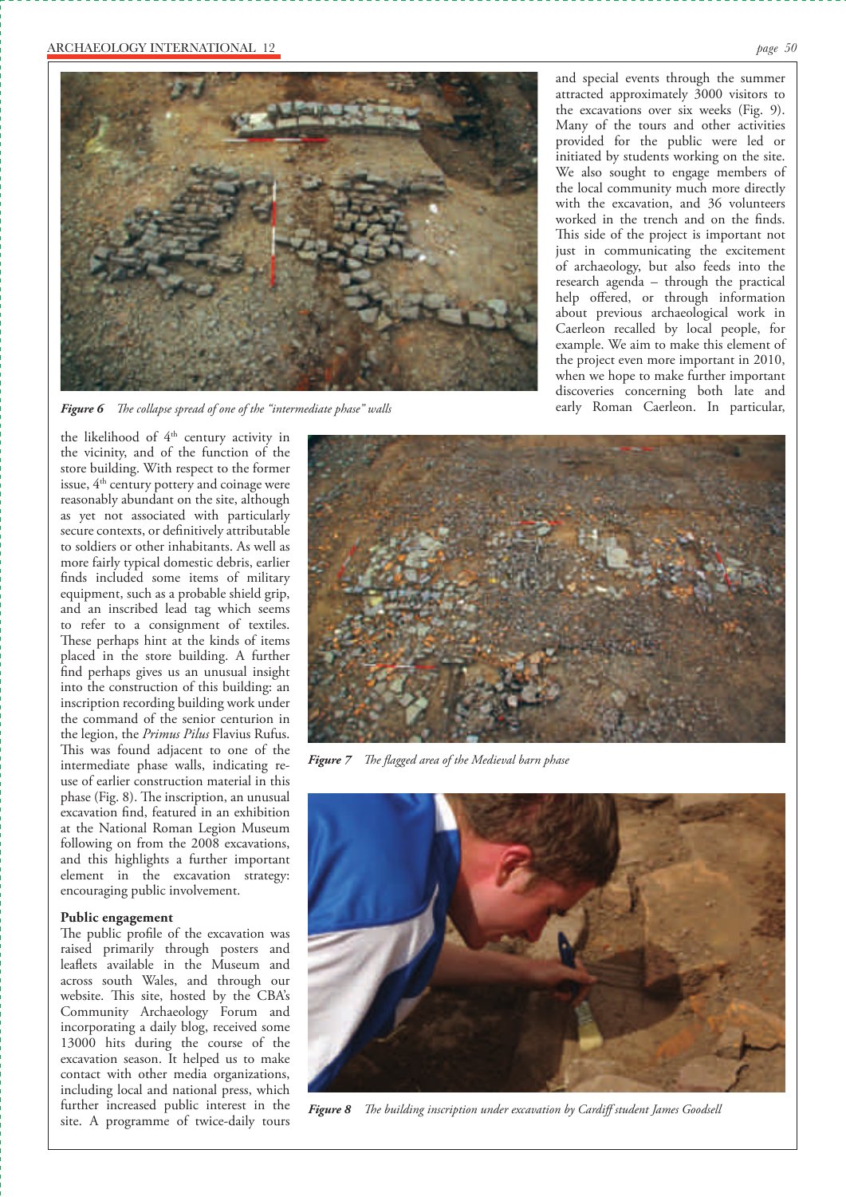and special events through the summer attracted approximately 3000 visitors to the excavations over six weeks (Fig. 9). Many of the tours and other activities provided for the public were led or initiated by students working on the site. We also sought to engage members of the local community much more directly with the excavation, and 36 volunteers worked in the trench and on the finds. This side of the project is important not just in communicating the excitement of archaeology, but also feeds into the research agenda – through the practical help offered, or through information about previous archaeological work in Caerleon recalled by local people, for example. We aim to make this element of the project even more important in 2010, when we hope to make further important discoveries concerning both late and early Roman Caerleon. In particular, the likelihood of 4th century activity in the vicinity, and of the function of the store building. With respect to the former issue, 4th century pottery and coinage were reasonably abundant on the site, although as yet not associated with particularly secure contexts, or definitively attributable to soldiers or other inhabitants. As well as more fairly typical domestic debris, earlier finds included some items of military equipment, such as a probable shield grip, and an inscribed lead tag which seems to refer to a consignment of textiles. These perhaps hint at the kinds of items placed in the store building. A further find perhaps gives us an unusual insight into the construction of this building: an inscription recording building work under the command of the senior centurion in the legion, the *Primus Pilus* Flavius Rufus. This was found adjacent to one of the intermediate phase walls, indicating re-use of earlier construction material in this phase (Fig. 8). The inscription, an unusual excavation find, featured in an exhibition at the National Roman Legion Museum following on from the 2008 excavations, and this highlights a further important element in the excavation strategy: encouraging public involvement.

***Figure 6*** *The collapse spread of one of the "intermediate phase" walls*

### Public engagement

The public profile of the excavation was raised primarily through posters and leaflets available in the Museum and across south Wales, and through our website. This site, hosted by the CBA's Community Archaeology Forum and incorporating a daily blog, received some 13000 hits during the course of the excavation season. It helped us to make contact with other media organizations, including local and national press, which further increased public interest in the site. A programme of twice-daily tours

***Figure 7*** *The flagged area of the Medieval barn phase*

***Figure 8*** *The building inscription under excavation by Cardiff student James Goodsell*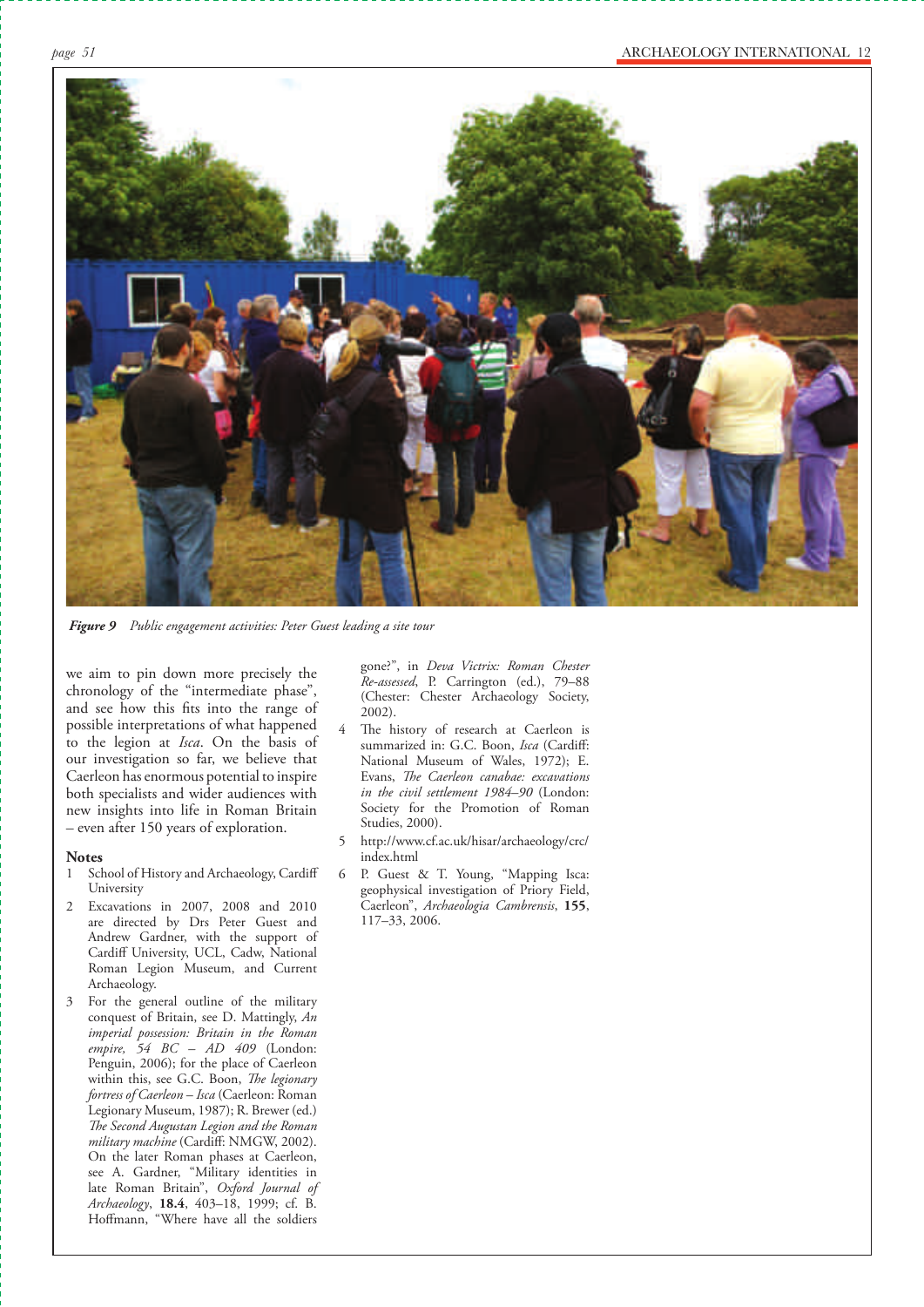*Figure 9* *Public engagement activities: Peter Guest leading a site tour*

we aim to pin down more precisely the chronology of the "intermediate phase", and see how this fits into the range of possible interpretations of what happened to the legion at *Isca*. On the basis of our investigation so far, we believe that Caerleon has enormous potential to inspire both specialists and wider audiences with new insights into life in Roman Britain – even after 150 years of exploration.

## Notes

1. School of History and Archaeology, Cardiff University
2. Excavations in 2007, 2008 and 2010 are directed by Drs Peter Guest and Andrew Gardner, with the support of Cardiff University, UCL, Cadw, National Roman Legion Museum, and Current Archaeology.
3. For the general outline of the military conquest of Britain, see D. Mattingly, *An imperial possession: Britain in the Roman empire, 54 BC – AD 409* (London: Penguin, 2006); for the place of Caerleon within this, see G.C. Boon, *The legionary fortress of Caerleon – Isca* (Caerleon: Roman Legionary Museum, 1987); R. Brewer (ed.) *The Second Augustan Legion and the Roman military machine* (Cardiff: NMGW, 2002). On the later Roman phases at Caerleon, see A. Gardner, "Military identities in late Roman Britain", *Oxford Journal of Archaeology*, **18.4**, 403–18, 1999; cf. B. Hoffmann, "Where have all the soldiers gone?", in *Deva Victrix: Roman Chester Re-assessed*, P. Carrington (ed.), 79–88 (Chester: Chester Archaeology Society, 2002).
4. The history of research at Caerleon is summarized in: G.C. Boon, *Isca* (Cardiff: National Museum of Wales, 1972); E. Evans, *The Caerleon canabae: excavations in the civil settlement 1984–90* (London: Society for the Promotion of Roman Studies, 2000).
5. http://www.cf.ac.uk/hisar/archaeology/crc/index.html
6. P. Guest & T. Young, "Mapping Isca: geophysical investigation of Priory Field, Caerleon", *Archaeologia Cambrensis*, **155**, 117–33, 2006.